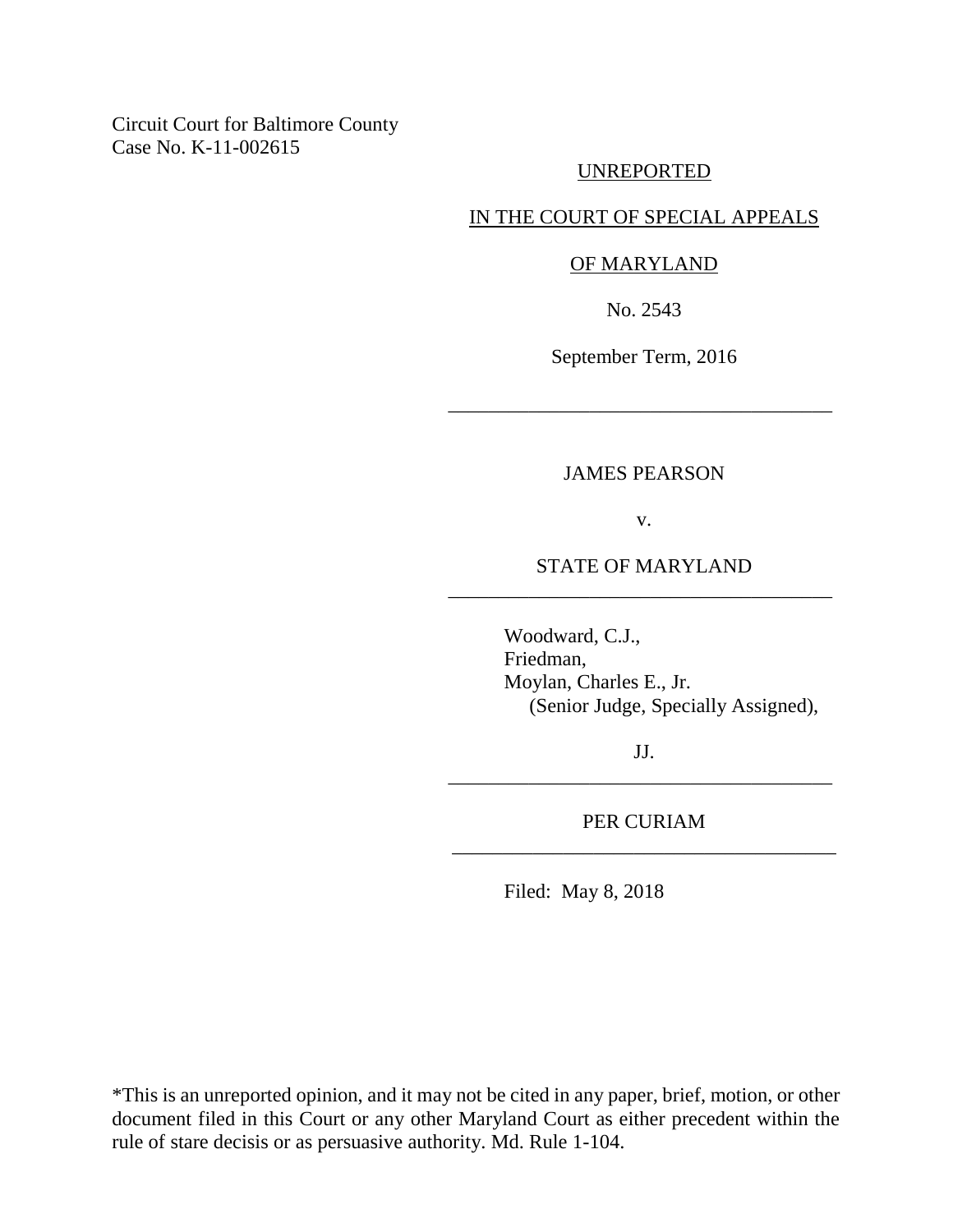Circuit Court for Baltimore County
Case No. K-11-002615

UNREPORTED

IN THE COURT OF SPECIAL APPEALS

OF MARYLAND

No. 2543

September Term, 2016

---

JAMES PEARSON

v.

STATE OF MARYLAND

---

Woodward, C.J.,
Friedman,
Moylan, Charles E., Jr.
(Senior Judge, Specially Assigned),

JJ.

---

PER CURIAM

---

Filed: May 8, 2018

*This is an unreported opinion, and it may not be cited in any paper, brief, motion, or other document filed in this Court or any other Maryland Court as either precedent within the rule of stare decisis or as persuasive authority. Md. Rule 1-104.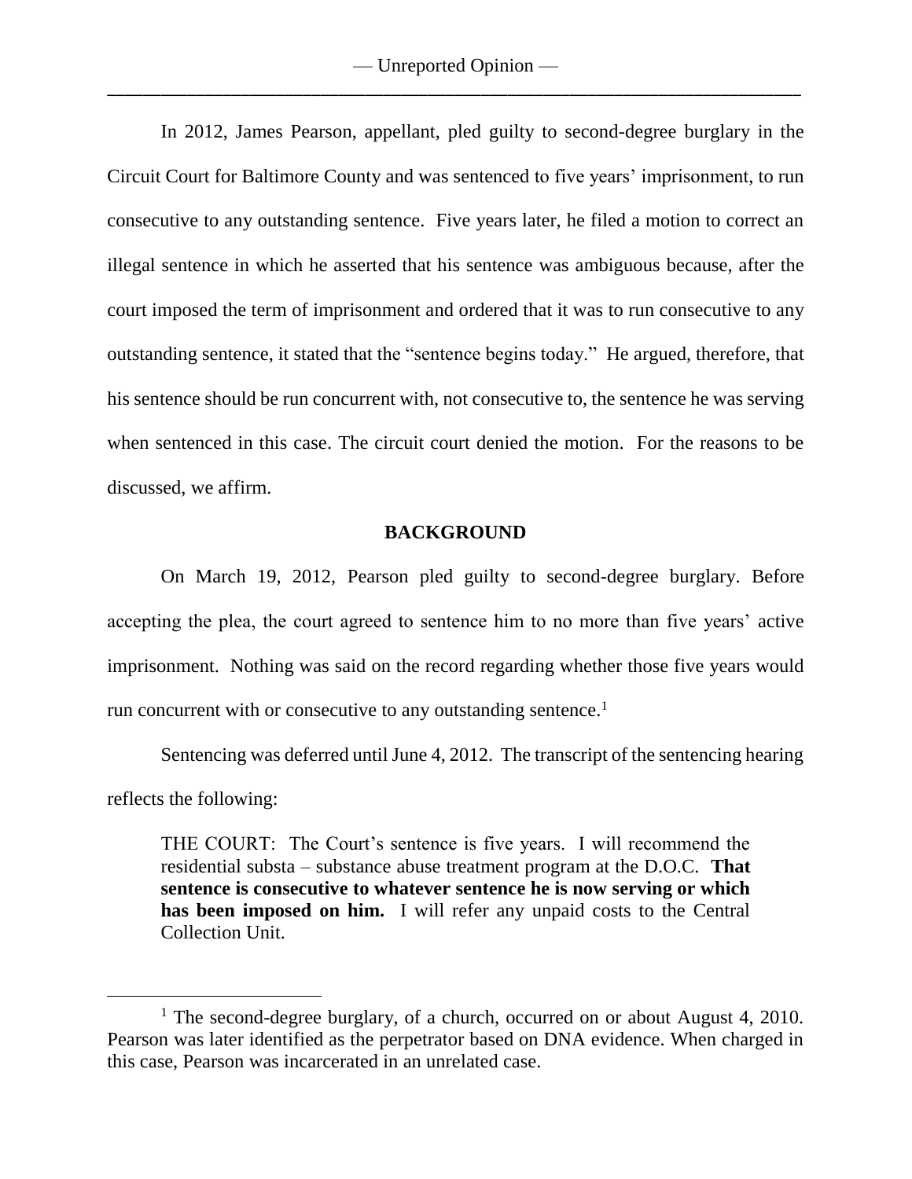In 2012, James Pearson, appellant, pled guilty to second-degree burglary in the Circuit Court for Baltimore County and was sentenced to five years' imprisonment, to run consecutive to any outstanding sentence. Five years later, he filed a motion to correct an illegal sentence in which he asserted that his sentence was ambiguous because, after the court imposed the term of imprisonment and ordered that it was to run consecutive to any outstanding sentence, it stated that the "sentence begins today." He argued, therefore, that his sentence should be run concurrent with, not consecutive to, the sentence he was serving when sentenced in this case. The circuit court denied the motion. For the reasons to be discussed, we affirm.

## BACKGROUND

On March 19, 2012, Pearson pled guilty to second-degree burglary. Before accepting the plea, the court agreed to sentence him to no more than five years' active imprisonment. Nothing was said on the record regarding whether those five years would run concurrent with or consecutive to any outstanding sentence.[1]

Sentencing was deferred until June 4, 2012. The transcript of the sentencing hearing reflects the following:

> THE COURT: The Court's sentence is five years. I will recommend the residential substa – substance abuse treatment program at the D.O.C. **That sentence is consecutive to whatever sentence he is now serving or which has been imposed on him.** I will refer any unpaid costs to the Central Collection Unit.

---

[1] The second-degree burglary, of a church, occurred on or about August 4, 2010. Pearson was later identified as the perpetrator based on DNA evidence. When charged in this case, Pearson was incarcerated in an unrelated case.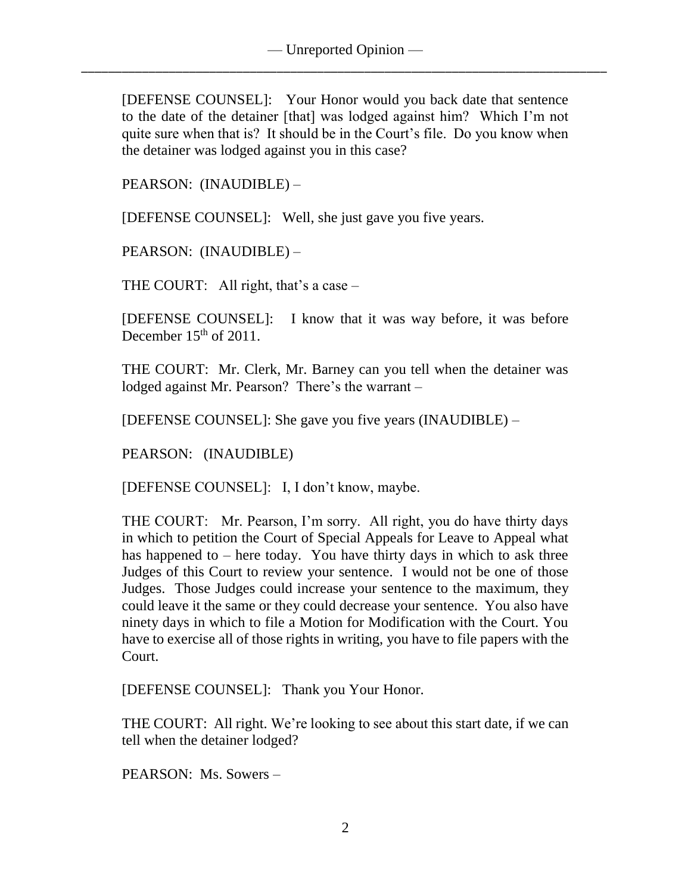[DEFENSE COUNSEL]: Your Honor would you back date that sentence to the date of the detainer [that] was lodged against him? Which I'm not quite sure when that is? It should be in the Court's file. Do you know when the detainer was lodged against you in this case?

PEARSON: (INAUDIBLE) –

[DEFENSE COUNSEL]: Well, she just gave you five years.

PEARSON: (INAUDIBLE) –

THE COURT: All right, that's a case –

[DEFENSE COUNSEL]: I know that it was way before, it was before December 15th of 2011.

THE COURT: Mr. Clerk, Mr. Barney can you tell when the detainer was lodged against Mr. Pearson? There's the warrant –

[DEFENSE COUNSEL]: She gave you five years (INAUDIBLE) –

PEARSON: (INAUDIBLE)

[DEFENSE COUNSEL]: I, I don't know, maybe.

THE COURT: Mr. Pearson, I'm sorry. All right, you do have thirty days in which to petition the Court of Special Appeals for Leave to Appeal what has happened to – here today. You have thirty days in which to ask three Judges of this Court to review your sentence. I would not be one of those Judges. Those Judges could increase your sentence to the maximum, they could leave it the same or they could decrease your sentence. You also have ninety days in which to file a Motion for Modification with the Court. You have to exercise all of those rights in writing, you have to file papers with the Court.

[DEFENSE COUNSEL]: Thank you Your Honor.

THE COURT: All right. We're looking to see about this start date, if we can tell when the detainer lodged?

PEARSON: Ms. Sowers –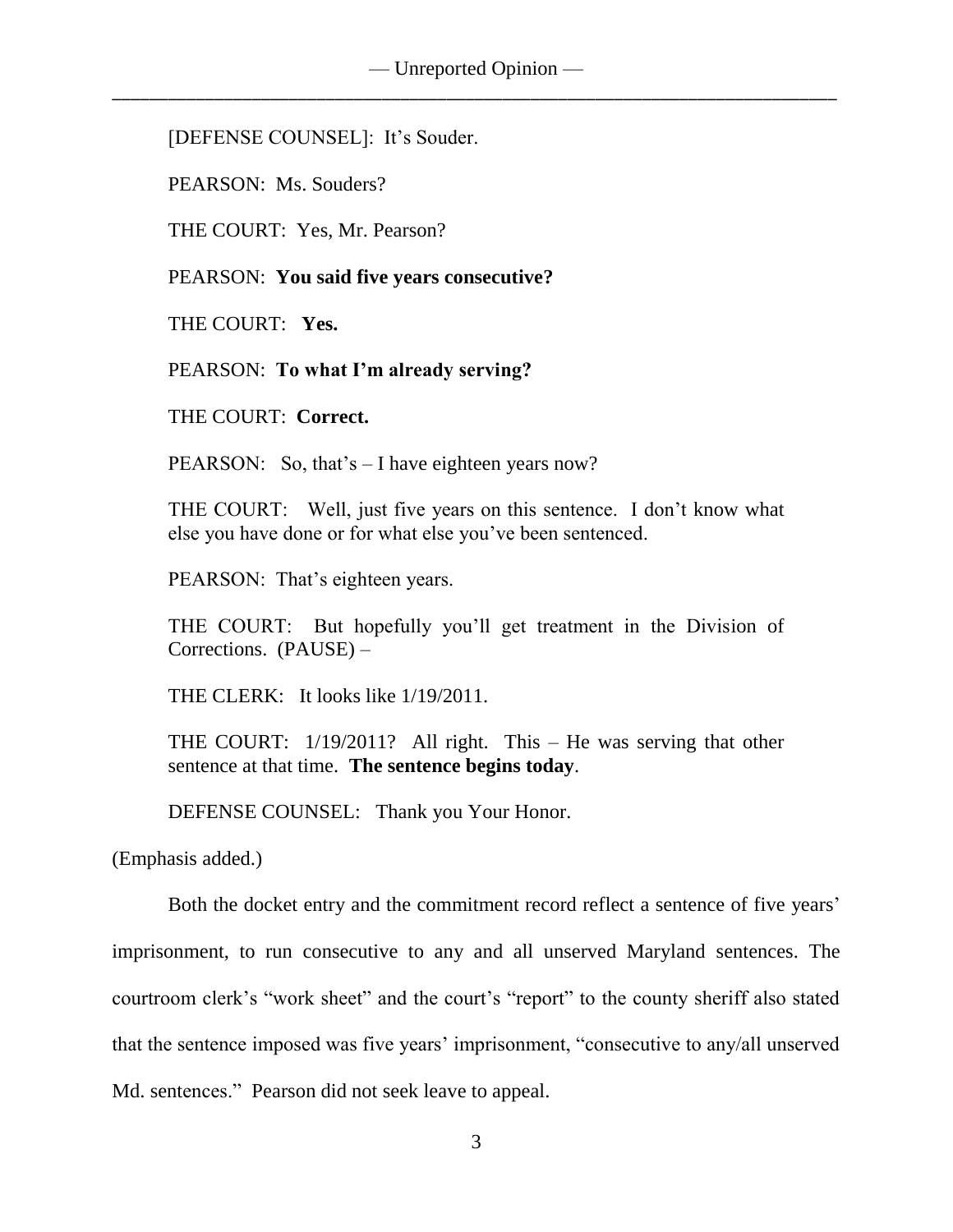[DEFENSE COUNSEL]: It's Souder.

PEARSON: Ms. Souders?

THE COURT: Yes, Mr. Pearson?

PEARSON: **You said five years consecutive?**

THE COURT: **Yes.**

PEARSON: **To what I'm already serving?**

THE COURT: **Correct.**

PEARSON: So, that's – I have eighteen years now?

THE COURT: Well, just five years on this sentence. I don't know what else you have done or for what else you've been sentenced.

PEARSON: That's eighteen years.

THE COURT: But hopefully you'll get treatment in the Division of Corrections. (PAUSE) –

THE CLERK: It looks like 1/19/2011.

THE COURT: 1/19/2011? All right. This – He was serving that other sentence at that time. **The sentence begins today**.

DEFENSE COUNSEL: Thank you Your Honor.

(Emphasis added.)

Both the docket entry and the commitment record reflect a sentence of five years' imprisonment, to run consecutive to any and all unserved Maryland sentences. The courtroom clerk's "work sheet" and the court's "report" to the county sheriff also stated that the sentence imposed was five years' imprisonment, "consecutive to any/all unserved Md. sentences." Pearson did not seek leave to appeal.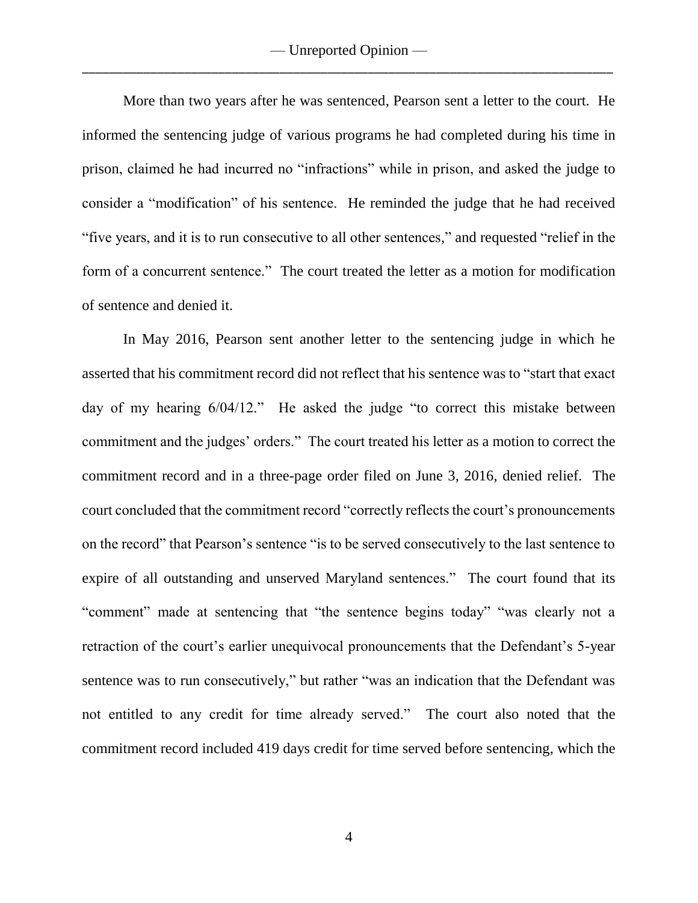More than two years after he was sentenced, Pearson sent a letter to the court. He informed the sentencing judge of various programs he had completed during his time in prison, claimed he had incurred no "infractions" while in prison, and asked the judge to consider a "modification" of his sentence. He reminded the judge that he had received "five years, and it is to run consecutive to all other sentences," and requested "relief in the form of a concurrent sentence." The court treated the letter as a motion for modification of sentence and denied it.

In May 2016, Pearson sent another letter to the sentencing judge in which he asserted that his commitment record did not reflect that his sentence was to "start that exact day of my hearing 6/04/12." He asked the judge "to correct this mistake between commitment and the judges' orders." The court treated his letter as a motion to correct the commitment record and in a three-page order filed on June 3, 2016, denied relief. The court concluded that the commitment record "correctly reflects the court's pronouncements on the record" that Pearson's sentence "is to be served consecutively to the last sentence to expire of all outstanding and unserved Maryland sentences." The court found that its "comment" made at sentencing that "the sentence begins today" "was clearly not a retraction of the court's earlier unequivocal pronouncements that the Defendant's 5-year sentence was to run consecutively," but rather "was an indication that the Defendant was not entitled to any credit for time already served." The court also noted that the commitment record included 419 days credit for time served before sentencing, which the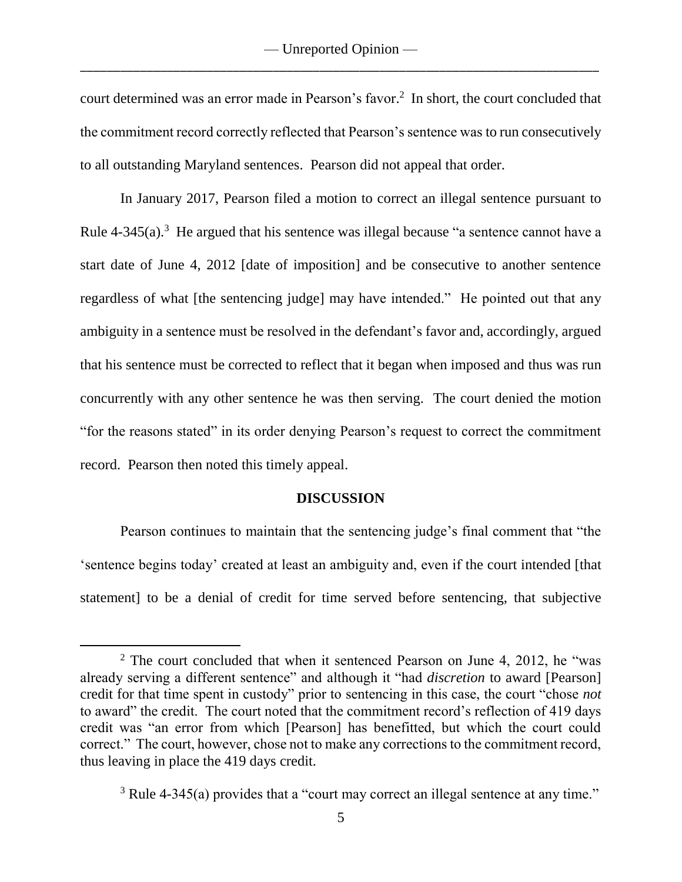court determined was an error made in Pearson's favor.[2] In short, the court concluded that the commitment record correctly reflected that Pearson's sentence was to run consecutively to all outstanding Maryland sentences. Pearson did not appeal that order.

In January 2017, Pearson filed a motion to correct an illegal sentence pursuant to Rule 4-345(a).[3] He argued that his sentence was illegal because "a sentence cannot have a start date of June 4, 2012 [date of imposition] and be consecutive to another sentence regardless of what [the sentencing judge] may have intended." He pointed out that any ambiguity in a sentence must be resolved in the defendant's favor and, accordingly, argued that his sentence must be corrected to reflect that it began when imposed and thus was run concurrently with any other sentence he was then serving. The court denied the motion "for the reasons stated" in its order denying Pearson's request to correct the commitment record. Pearson then noted this timely appeal.

**DISCUSSION**

Pearson continues to maintain that the sentencing judge's final comment that "the 'sentence begins today' created at least an ambiguity and, even if the court intended [that statement] to be a denial of credit for time served before sentencing, that subjective

---

[2] The court concluded that when it sentenced Pearson on June 4, 2012, he "was already serving a different sentence" and although it "had *discretion* to award [Pearson] credit for that time spent in custody" prior to sentencing in this case, the court "chose *not* to award" the credit. The court noted that the commitment record's reflection of 419 days credit was "an error from which [Pearson] has benefitted, but which the court could correct." The court, however, chose not to make any corrections to the commitment record, thus leaving in place the 419 days credit.

[3] Rule 4-345(a) provides that a "court may correct an illegal sentence at any time."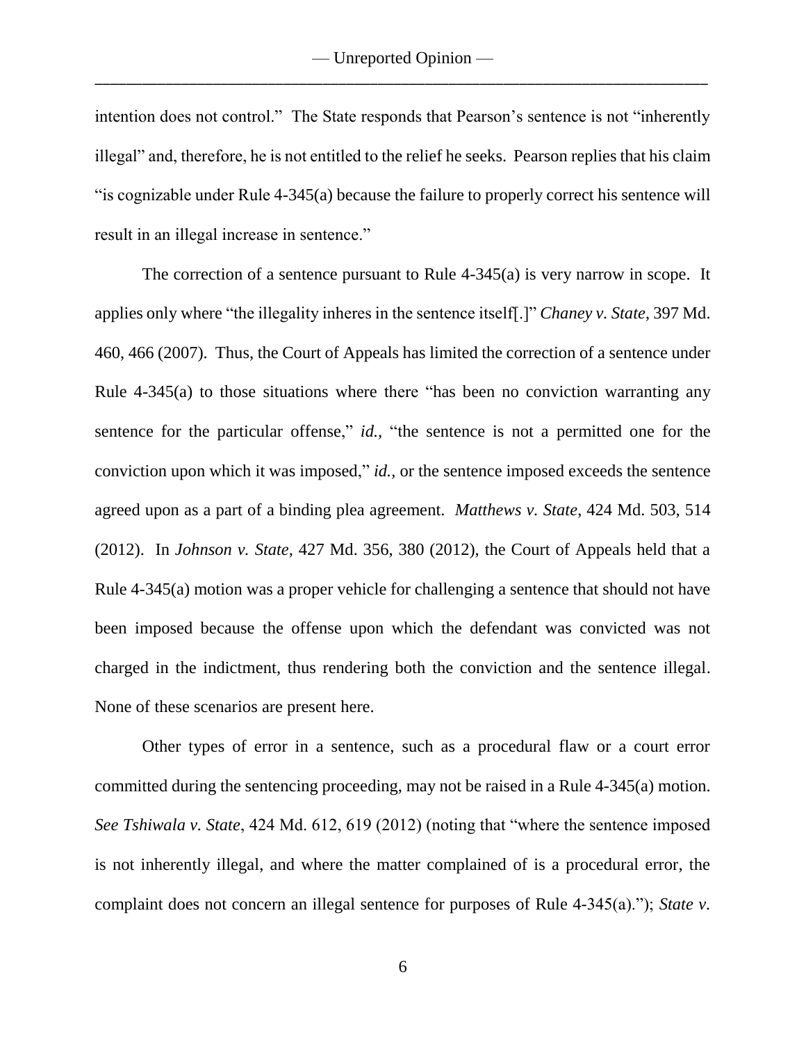intention does not control." The State responds that Pearson's sentence is not "inherently illegal" and, therefore, he is not entitled to the relief he seeks. Pearson replies that his claim "is cognizable under Rule 4-345(a) because the failure to properly correct his sentence will result in an illegal increase in sentence."

The correction of a sentence pursuant to Rule 4-345(a) is very narrow in scope. It applies only where "the illegality inheres in the sentence itself[.]" *Chaney v. State*, 397 Md. 460, 466 (2007). Thus, the Court of Appeals has limited the correction of a sentence under Rule 4-345(a) to those situations where there "has been no conviction warranting any sentence for the particular offense," *id.*, "the sentence is not a permitted one for the conviction upon which it was imposed," *id.*, or the sentence imposed exceeds the sentence agreed upon as a part of a binding plea agreement. *Matthews v. State*, 424 Md. 503, 514 (2012). In *Johnson v. State*, 427 Md. 356, 380 (2012), the Court of Appeals held that a Rule 4-345(a) motion was a proper vehicle for challenging a sentence that should not have been imposed because the offense upon which the defendant was convicted was not charged in the indictment, thus rendering both the conviction and the sentence illegal. None of these scenarios are present here.

Other types of error in a sentence, such as a procedural flaw or a court error committed during the sentencing proceeding, may not be raised in a Rule 4-345(a) motion. *See Tshiwala v. State*, 424 Md. 612, 619 (2012) (noting that "where the sentence imposed is not inherently illegal, and where the matter complained of is a procedural error, the complaint does not concern an illegal sentence for purposes of Rule 4-345(a)."); *State v.*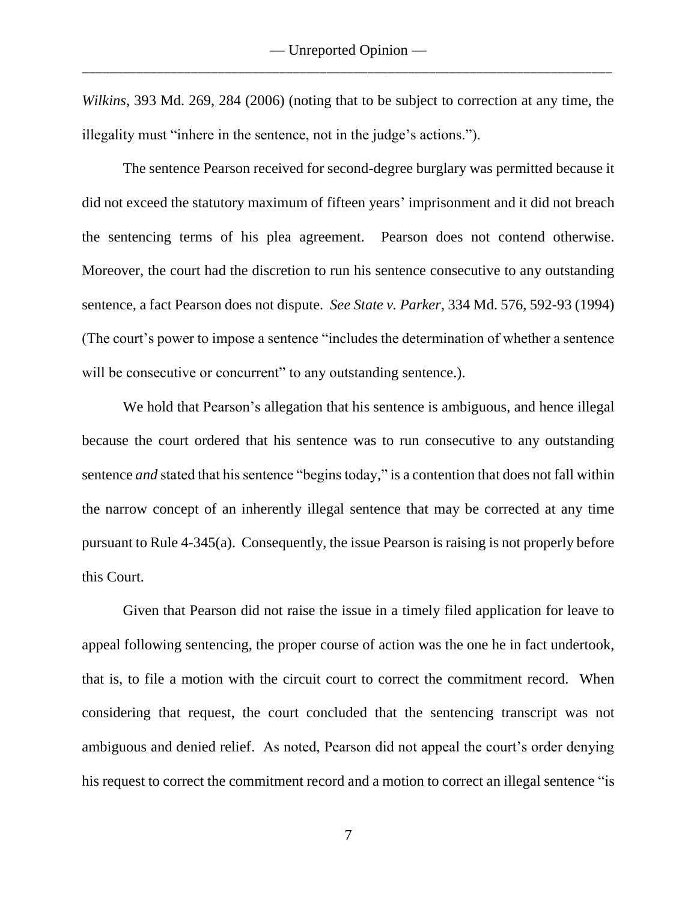*Wilkins*, 393 Md. 269, 284 (2006) (noting that to be subject to correction at any time, the illegality must "inhere in the sentence, not in the judge's actions.").

The sentence Pearson received for second-degree burglary was permitted because it did not exceed the statutory maximum of fifteen years' imprisonment and it did not breach the sentencing terms of his plea agreement. Pearson does not contend otherwise. Moreover, the court had the discretion to run his sentence consecutive to any outstanding sentence, a fact Pearson does not dispute. *See State v. Parker*, 334 Md. 576, 592-93 (1994) (The court's power to impose a sentence "includes the determination of whether a sentence will be consecutive or concurrent" to any outstanding sentence.).

We hold that Pearson's allegation that his sentence is ambiguous, and hence illegal because the court ordered that his sentence was to run consecutive to any outstanding sentence *and* stated that his sentence "begins today," is a contention that does not fall within the narrow concept of an inherently illegal sentence that may be corrected at any time pursuant to Rule 4-345(a). Consequently, the issue Pearson is raising is not properly before this Court.

Given that Pearson did not raise the issue in a timely filed application for leave to appeal following sentencing, the proper course of action was the one he in fact undertook, that is, to file a motion with the circuit court to correct the commitment record. When considering that request, the court concluded that the sentencing transcript was not ambiguous and denied relief. As noted, Pearson did not appeal the court's order denying his request to correct the commitment record and a motion to correct an illegal sentence "is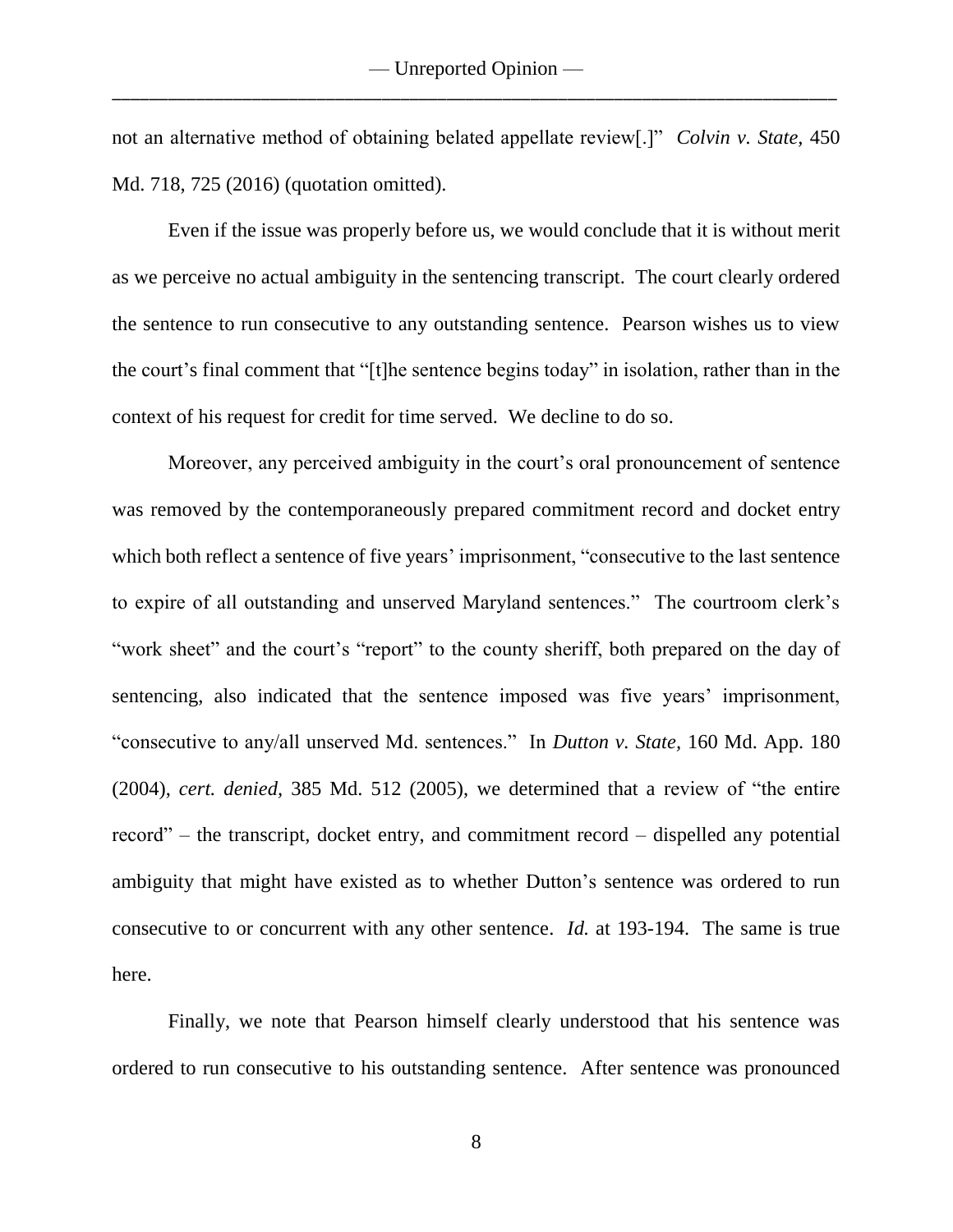not an alternative method of obtaining belated appellate review[.]" *Colvin v. State*, 450 Md. 718, 725 (2016) (quotation omitted).

Even if the issue was properly before us, we would conclude that it is without merit as we perceive no actual ambiguity in the sentencing transcript. The court clearly ordered the sentence to run consecutive to any outstanding sentence. Pearson wishes us to view the court's final comment that "[t]he sentence begins today" in isolation, rather than in the context of his request for credit for time served. We decline to do so.

Moreover, any perceived ambiguity in the court's oral pronouncement of sentence was removed by the contemporaneously prepared commitment record and docket entry which both reflect a sentence of five years' imprisonment, "consecutive to the last sentence to expire of all outstanding and unserved Maryland sentences." The courtroom clerk's "work sheet" and the court's "report" to the county sheriff, both prepared on the day of sentencing, also indicated that the sentence imposed was five years' imprisonment, "consecutive to any/all unserved Md. sentences." In *Dutton v. State*, 160 Md. App. 180 (2004), *cert. denied*, 385 Md. 512 (2005), we determined that a review of "the entire record" – the transcript, docket entry, and commitment record – dispelled any potential ambiguity that might have existed as to whether Dutton's sentence was ordered to run consecutive to or concurrent with any other sentence. *Id.* at 193-194. The same is true here.

Finally, we note that Pearson himself clearly understood that his sentence was ordered to run consecutive to his outstanding sentence. After sentence was pronounced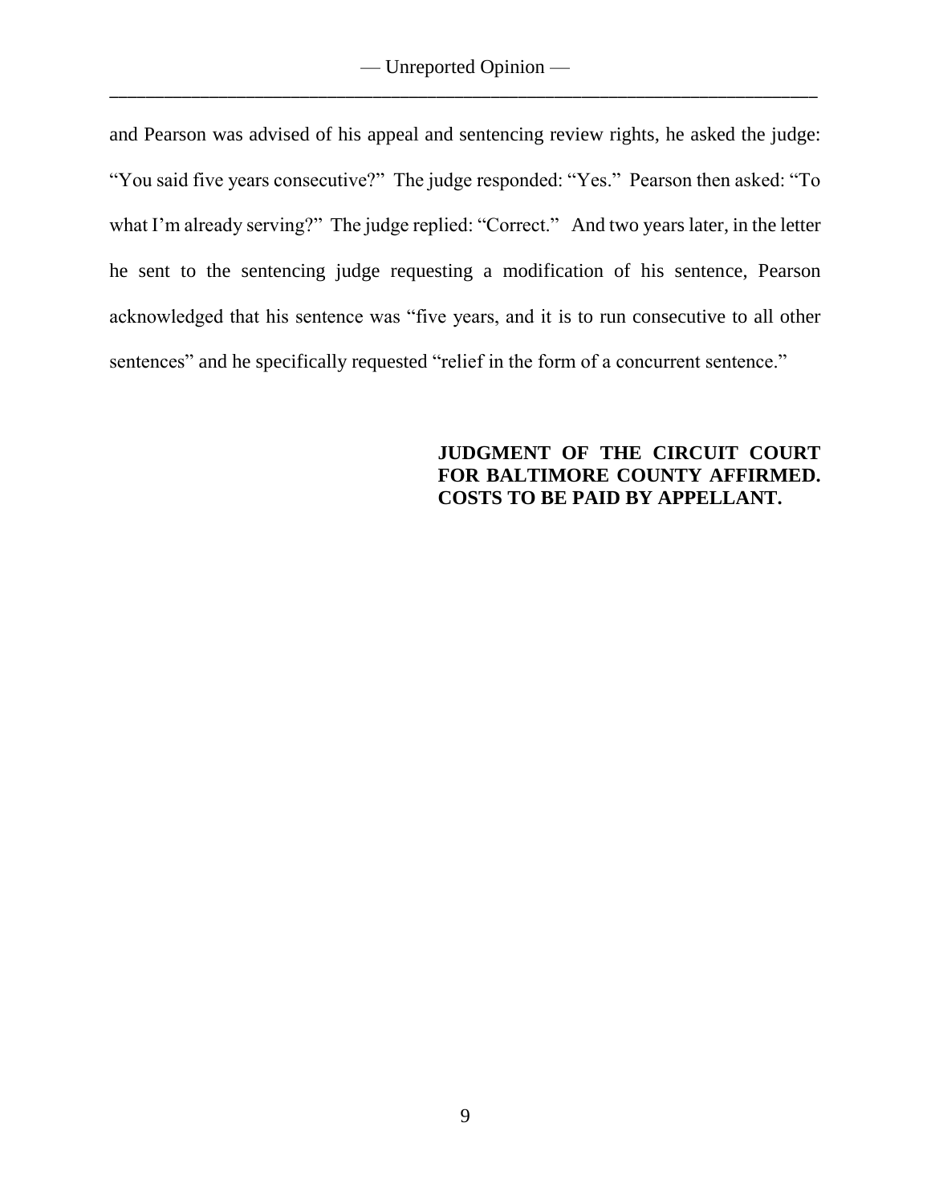and Pearson was advised of his appeal and sentencing review rights, he asked the judge: "You said five years consecutive?" The judge responded: "Yes." Pearson then asked: "To what I'm already serving?" The judge replied: "Correct." And two years later, in the letter he sent to the sentencing judge requesting a modification of his sentence, Pearson acknowledged that his sentence was "five years, and it is to run consecutive to all other sentences" and he specifically requested "relief in the form of a concurrent sentence."

**JUDGMENT OF THE CIRCUIT COURT FOR BALTIMORE COUNTY AFFIRMED. COSTS TO BE PAID BY APPELLANT.**